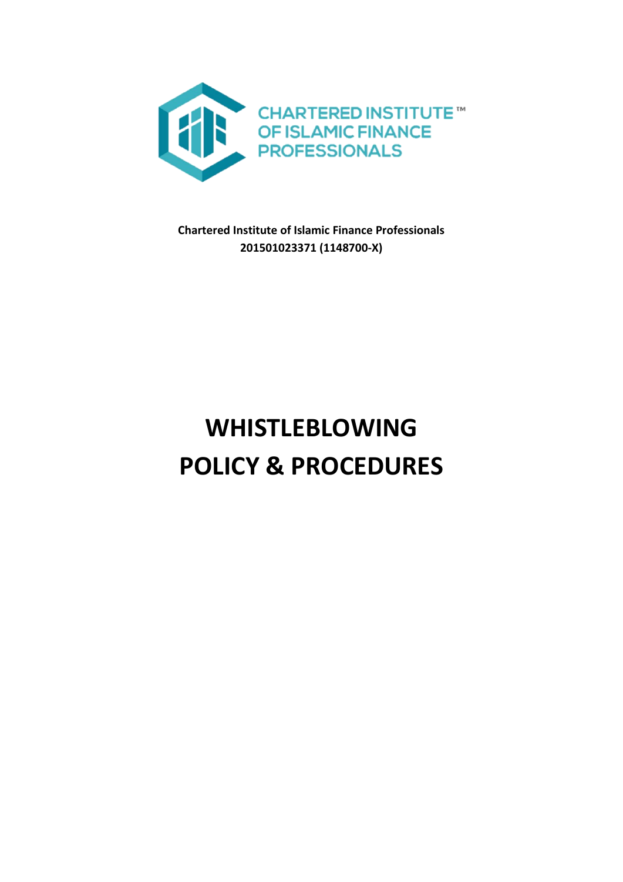CHARTERED INSTITUTE™
OF ISLAMIC FINANCE
PROFESSIONALS

**Chartered Institute of Islamic Finance Professionals**
**201501023371 (1148700-X)**

# WHISTLEBLOWING POLICY & PROCEDURES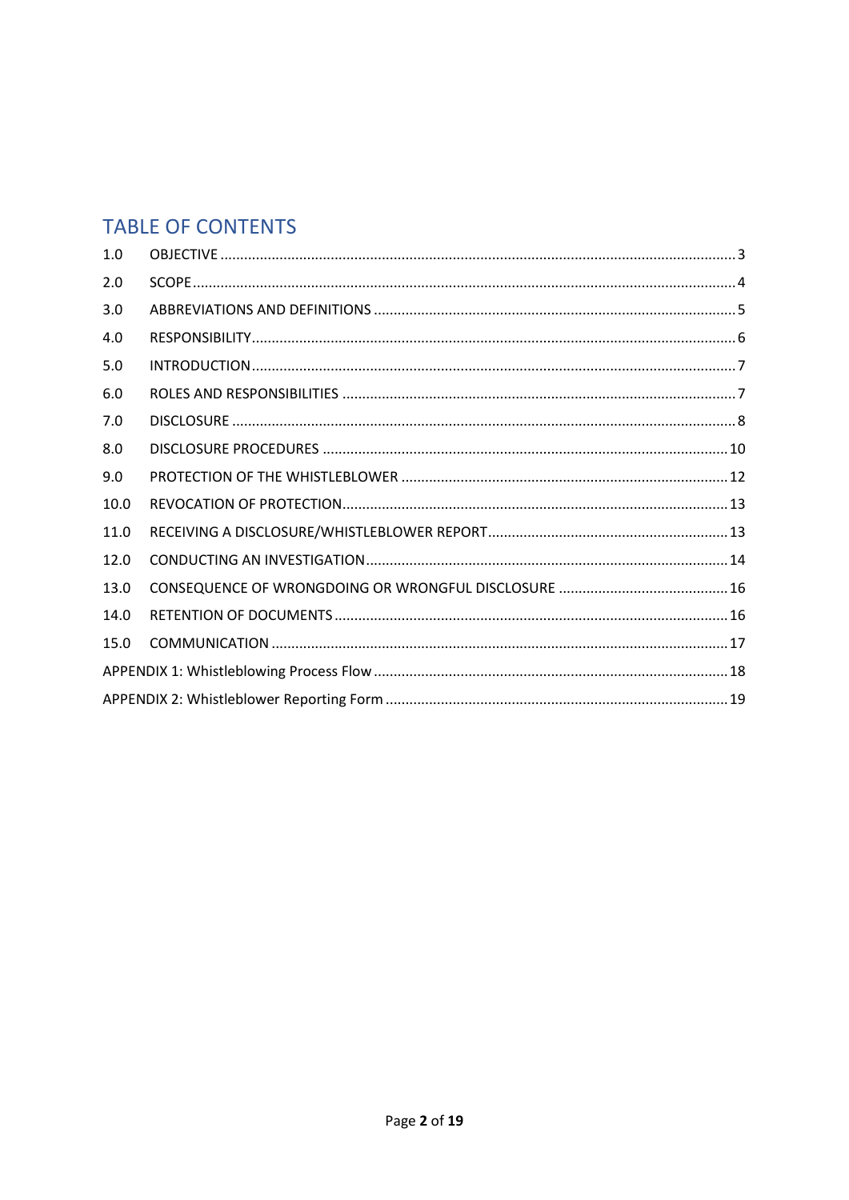## TABLE OF CONTENTS

| | | |
|---|---|---|
| 1.0 | OBJECTIVE | 3 |
| 2.0 | SCOPE | 4 |
| 3.0 | ABBREVIATIONS AND DEFINITIONS | 5 |
| 4.0 | RESPONSIBILITY | 6 |
| 5.0 | INTRODUCTION | 7 |
| 6.0 | ROLES AND RESPONSIBILITIES | 7 |
| 7.0 | DISCLOSURE | 8 |
| 8.0 | DISCLOSURE PROCEDURES | 10 |
| 9.0 | PROTECTION OF THE WHISTLEBLOWER | 12 |
| 10.0 | REVOCATION OF PROTECTION | 13 |
| 11.0 | RECEIVING A DISCLOSURE/WHISTLEBLOWER REPORT | 13 |
| 12.0 | CONDUCTING AN INVESTIGATION | 14 |
| 13.0 | CONSEQUENCE OF WRONGDOING OR WRONGFUL DISCLOSURE | 16 |
| 14.0 | RETENTION OF DOCUMENTS | 16 |
| 15.0 | COMMUNICATION | 17 |
| APPENDIX 1: Whistleblowing Process Flow | | 18 |
| APPENDIX 2: Whistleblower Reporting Form | | 19 |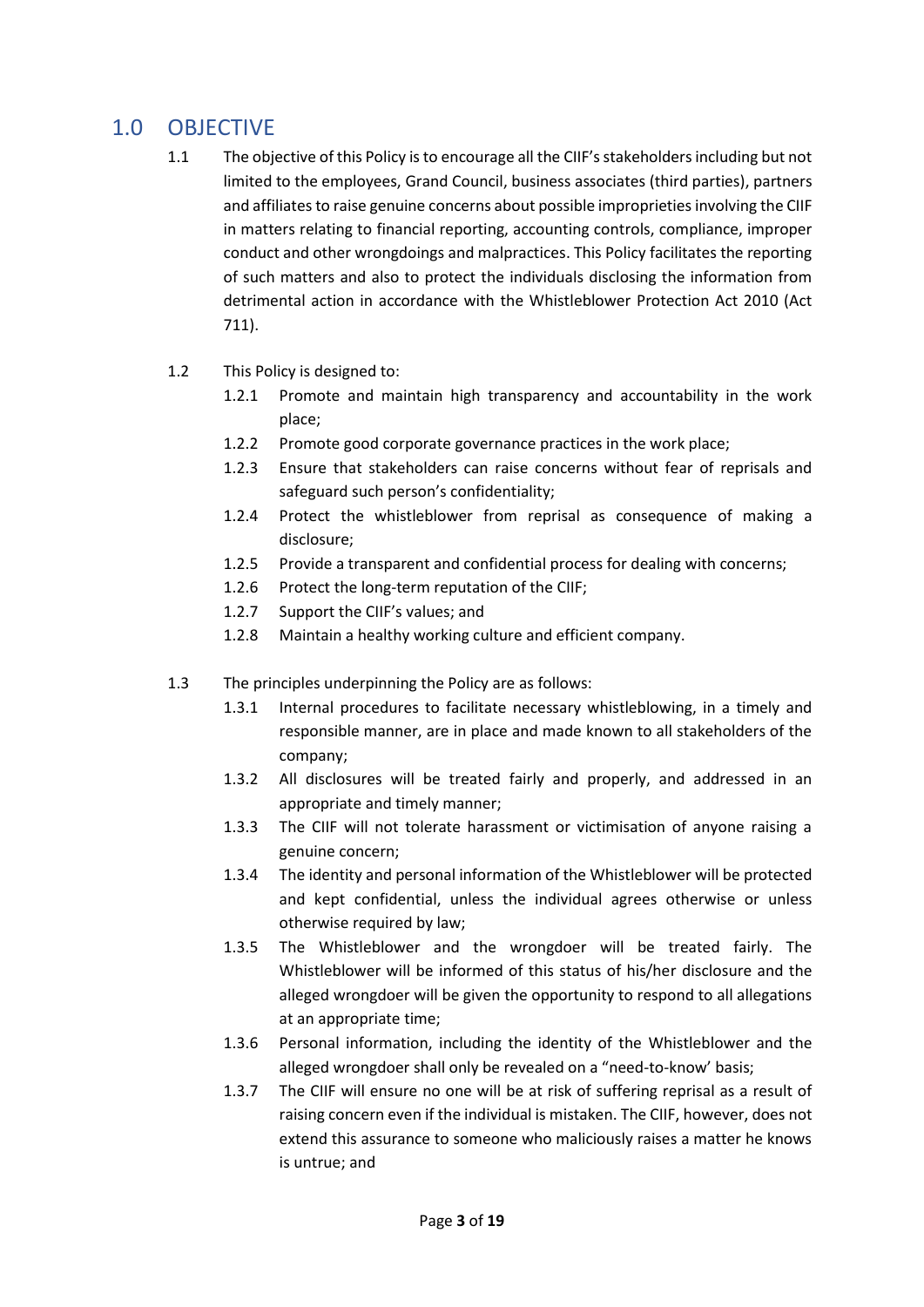## 1.0 OBJECTIVE

1.1 The objective of this Policy is to encourage all the CIIF's stakeholders including but not limited to the employees, Grand Council, business associates (third parties), partners and affiliates to raise genuine concerns about possible improprieties involving the CIIF in matters relating to financial reporting, accounting controls, compliance, improper conduct and other wrongdoings and malpractices. This Policy facilitates the reporting of such matters and also to protect the individuals disclosing the information from detrimental action in accordance with the Whistleblower Protection Act 2010 (Act 711).

1.2 This Policy is designed to:

- 1.2.1 Promote and maintain high transparency and accountability in the work place;
- 1.2.2 Promote good corporate governance practices in the work place;
- 1.2.3 Ensure that stakeholders can raise concerns without fear of reprisals and safeguard such person's confidentiality;
- 1.2.4 Protect the whistleblower from reprisal as consequence of making a disclosure;
- 1.2.5 Provide a transparent and confidential process for dealing with concerns;
- 1.2.6 Protect the long-term reputation of the CIIF;
- 1.2.7 Support the CIIF's values; and
- 1.2.8 Maintain a healthy working culture and efficient company.

1.3 The principles underpinning the Policy are as follows:

- 1.3.1 Internal procedures to facilitate necessary whistleblowing, in a timely and responsible manner, are in place and made known to all stakeholders of the company;
- 1.3.2 All disclosures will be treated fairly and properly, and addressed in an appropriate and timely manner;
- 1.3.3 The CIIF will not tolerate harassment or victimisation of anyone raising a genuine concern;
- 1.3.4 The identity and personal information of the Whistleblower will be protected and kept confidential, unless the individual agrees otherwise or unless otherwise required by law;
- 1.3.5 The Whistleblower and the wrongdoer will be treated fairly. The Whistleblower will be informed of this status of his/her disclosure and the alleged wrongdoer will be given the opportunity to respond to all allegations at an appropriate time;
- 1.3.6 Personal information, including the identity of the Whistleblower and the alleged wrongdoer shall only be revealed on a "need-to-know' basis;
- 1.3.7 The CIIF will ensure no one will be at risk of suffering reprisal as a result of raising concern even if the individual is mistaken. The CIIF, however, does not extend this assurance to someone who maliciously raises a matter he knows is untrue; and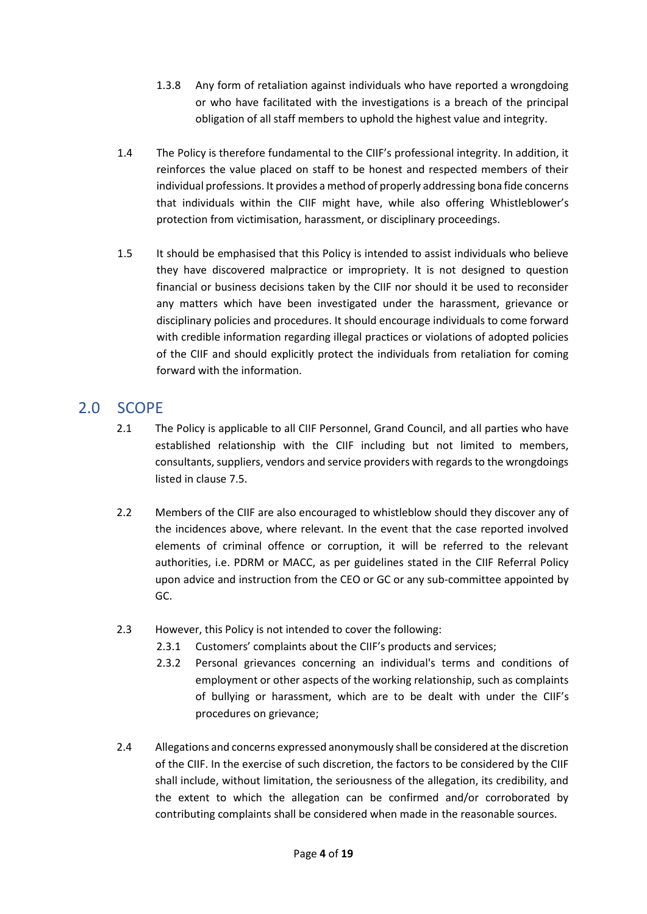1.3.8 Any form of retaliation against individuals who have reported a wrongdoing or who have facilitated with the investigations is a breach of the principal obligation of all staff members to uphold the highest value and integrity.

1.4 The Policy is therefore fundamental to the CIIF's professional integrity. In addition, it reinforces the value placed on staff to be honest and respected members of their individual professions. It provides a method of properly addressing bona fide concerns that individuals within the CIIF might have, while also offering Whistleblower's protection from victimisation, harassment, or disciplinary proceedings.

1.5 It should be emphasised that this Policy is intended to assist individuals who believe they have discovered malpractice or impropriety. It is not designed to question financial or business decisions taken by the CIIF nor should it be used to reconsider any matters which have been investigated under the harassment, grievance or disciplinary policies and procedures. It should encourage individuals to come forward with credible information regarding illegal practices or violations of adopted policies of the CIIF and should explicitly protect the individuals from retaliation for coming forward with the information.

## 2.0 SCOPE

2.1 The Policy is applicable to all CIIF Personnel, Grand Council, and all parties who have established relationship with the CIIF including but not limited to members, consultants, suppliers, vendors and service providers with regards to the wrongdoings listed in clause 7.5.

2.2 Members of the CIIF are also encouraged to whistleblow should they discover any of the incidences above, where relevant. In the event that the case reported involved elements of criminal offence or corruption, it will be referred to the relevant authorities, i.e. PDRM or MACC, as per guidelines stated in the CIIF Referral Policy upon advice and instruction from the CEO or GC or any sub-committee appointed by GC.

2.3 However, this Policy is not intended to cover the following:

2.3.1 Customers' complaints about the CIIF's products and services;

2.3.2 Personal grievances concerning an individual's terms and conditions of employment or other aspects of the working relationship, such as complaints of bullying or harassment, which are to be dealt with under the CIIF's procedures on grievance;

2.4 Allegations and concerns expressed anonymously shall be considered at the discretion of the CIIF. In the exercise of such discretion, the factors to be considered by the CIIF shall include, without limitation, the seriousness of the allegation, its credibility, and the extent to which the allegation can be confirmed and/or corroborated by contributing complaints shall be considered when made in the reasonable sources.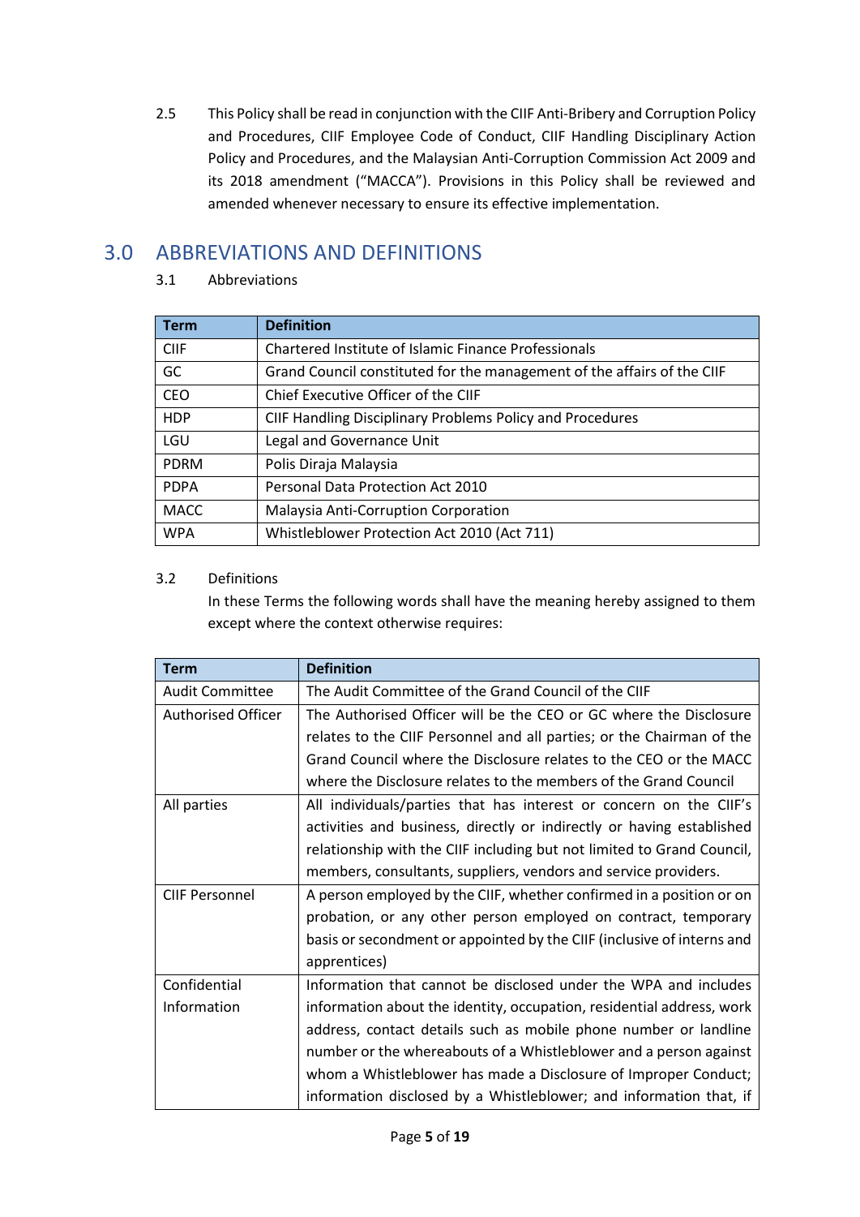2.5 This Policy shall be read in conjunction with the CIIF Anti-Bribery and Corruption Policy and Procedures, CIIF Employee Code of Conduct, CIIF Handling Disciplinary Action Policy and Procedures, and the Malaysian Anti-Corruption Commission Act 2009 and its 2018 amendment ("MACCA"). Provisions in this Policy shall be reviewed and amended whenever necessary to ensure its effective implementation.

## 3.0 ABBREVIATIONS AND DEFINITIONS

3.1 Abbreviations

| Term | Definition |
|---|---|
| CIIF | Chartered Institute of Islamic Finance Professionals |
| GC | Grand Council constituted for the management of the affairs of the CIIF |
| CEO | Chief Executive Officer of the CIIF |
| HDP | CIIF Handling Disciplinary Problems Policy and Procedures |
| LGU | Legal and Governance Unit |
| PDRM | Polis Diraja Malaysia |
| PDPA | Personal Data Protection Act 2010 |
| MACC | Malaysia Anti-Corruption Corporation |
| WPA | Whistleblower Protection Act 2010 (Act 711) |

3.2 Definitions

In these Terms the following words shall have the meaning hereby assigned to them except where the context otherwise requires:

| Term | Definition |
|---|---|
| Audit Committee | The Audit Committee of the Grand Council of the CIIF |
| Authorised Officer | The Authorised Officer will be the CEO or GC where the Disclosure relates to the CIIF Personnel and all parties; or the Chairman of the Grand Council where the Disclosure relates to the CEO or the MACC where the Disclosure relates to the members of the Grand Council |
| All parties | All individuals/parties that has interest or concern on the CIIF's activities and business, directly or indirectly or having established relationship with the CIIF including but not limited to Grand Council, members, consultants, suppliers, vendors and service providers. |
| CIIF Personnel | A person employed by the CIIF, whether confirmed in a position or on probation, or any other person employed on contract, temporary basis or secondment or appointed by the CIIF (inclusive of interns and apprentices) |
| Confidential Information | Information that cannot be disclosed under the WPA and includes information about the identity, occupation, residential address, work address, contact details such as mobile phone number or landline number or the whereabouts of a Whistleblower and a person against whom a Whistleblower has made a Disclosure of Improper Conduct; information disclosed by a Whistleblower; and information that, if |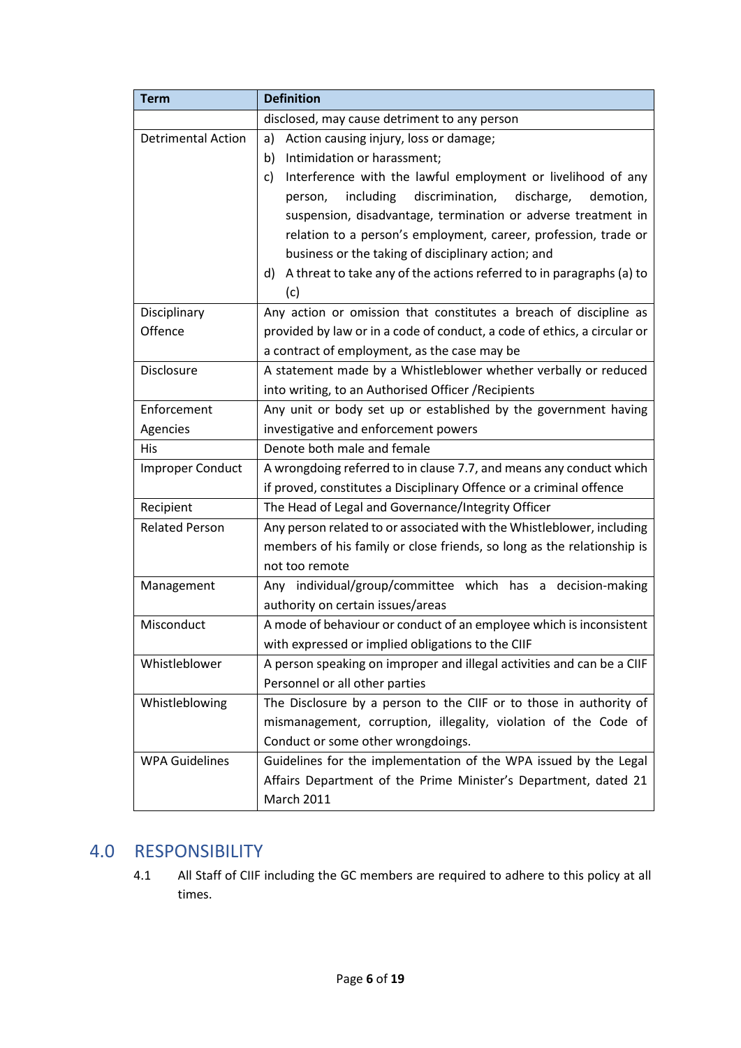| Term | Definition |
|---|---|
| | disclosed, may cause detriment to any person |
| Detrimental Action | a) Action causing injury, loss or damage; b) Intimidation or harassment; c) Interference with the lawful employment or livelihood of any person, including discrimination, discharge, demotion, suspension, disadvantage, termination or adverse treatment in relation to a person's employment, career, profession, trade or business or the taking of disciplinary action; and d) A threat to take any of the actions referred to in paragraphs (a) to (c) |
| Disciplinary Offence | Any action or omission that constitutes a breach of discipline as provided by law or in a code of conduct, a code of ethics, a circular or a contract of employment, as the case may be |
| Disclosure | A statement made by a Whistleblower whether verbally or reduced into writing, to an Authorised Officer /Recipients |
| Enforcement Agencies | Any unit or body set up or established by the government having investigative and enforcement powers |
| His | Denote both male and female |
| Improper Conduct | A wrongdoing referred to in clause 7.7, and means any conduct which if proved, constitutes a Disciplinary Offence or a criminal offence |
| Recipient | The Head of Legal and Governance/Integrity Officer |
| Related Person | Any person related to or associated with the Whistleblower, including members of his family or close friends, so long as the relationship is not too remote |
| Management | Any individual/group/committee which has a decision-making authority on certain issues/areas |
| Misconduct | A mode of behaviour or conduct of an employee which is inconsistent with expressed or implied obligations to the CIIF |
| Whistleblower | A person speaking on improper and illegal activities and can be a CIIF Personnel or all other parties |
| Whistleblowing | The Disclosure by a person to the CIIF or to those in authority of mismanagement, corruption, illegality, violation of the Code of Conduct or some other wrongdoings. |
| WPA Guidelines | Guidelines for the implementation of the WPA issued by the Legal Affairs Department of the Prime Minister's Department, dated 21 March 2011 |

## 4.0 RESPONSIBILITY

4.1 All Staff of CIIF including the GC members are required to adhere to this policy at all times.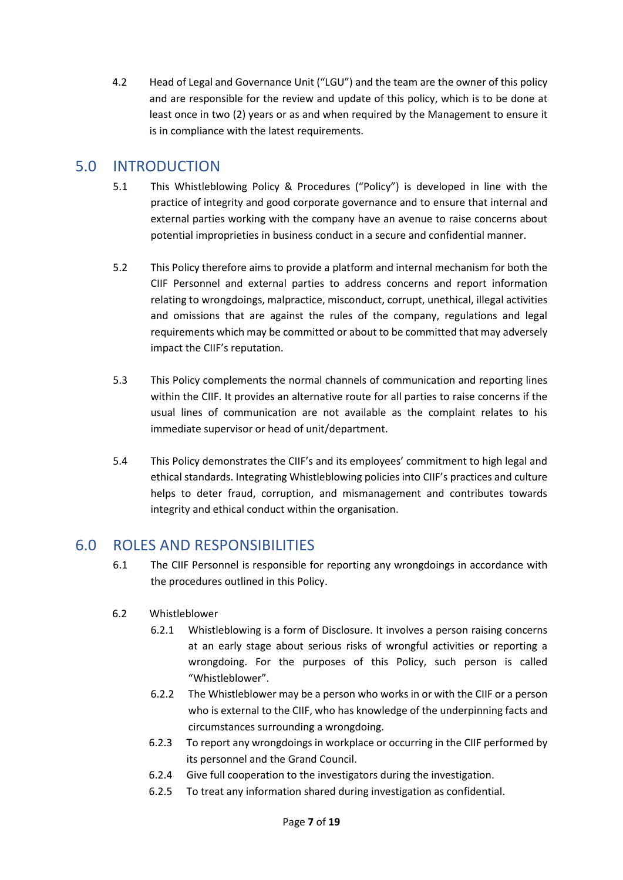4.2 Head of Legal and Governance Unit ("LGU") and the team are the owner of this policy and are responsible for the review and update of this policy, which is to be done at least once in two (2) years or as and when required by the Management to ensure it is in compliance with the latest requirements.

## 5.0 INTRODUCTION

5.1 This Whistleblowing Policy & Procedures ("Policy") is developed in line with the practice of integrity and good corporate governance and to ensure that internal and external parties working with the company have an avenue to raise concerns about potential improprieties in business conduct in a secure and confidential manner.

5.2 This Policy therefore aims to provide a platform and internal mechanism for both the CIIF Personnel and external parties to address concerns and report information relating to wrongdoings, malpractice, misconduct, corrupt, unethical, illegal activities and omissions that are against the rules of the company, regulations and legal requirements which may be committed or about to be committed that may adversely impact the CIIF's reputation.

5.3 This Policy complements the normal channels of communication and reporting lines within the CIIF. It provides an alternative route for all parties to raise concerns if the usual lines of communication are not available as the complaint relates to his immediate supervisor or head of unit/department.

5.4 This Policy demonstrates the CIIF's and its employees' commitment to high legal and ethical standards. Integrating Whistleblowing policies into CIIF's practices and culture helps to deter fraud, corruption, and mismanagement and contributes towards integrity and ethical conduct within the organisation.

## 6.0 ROLES AND RESPONSIBILITIES

6.1 The CIIF Personnel is responsible for reporting any wrongdoings in accordance with the procedures outlined in this Policy.

6.2 Whistleblower

6.2.1 Whistleblowing is a form of Disclosure. It involves a person raising concerns at an early stage about serious risks of wrongful activities or reporting a wrongdoing. For the purposes of this Policy, such person is called "Whistleblower".

6.2.2 The Whistleblower may be a person who works in or with the CIIF or a person who is external to the CIIF, who has knowledge of the underpinning facts and circumstances surrounding a wrongdoing.

6.2.3 To report any wrongdoings in workplace or occurring in the CIIF performed by its personnel and the Grand Council.

6.2.4 Give full cooperation to the investigators during the investigation.

6.2.5 To treat any information shared during investigation as confidential.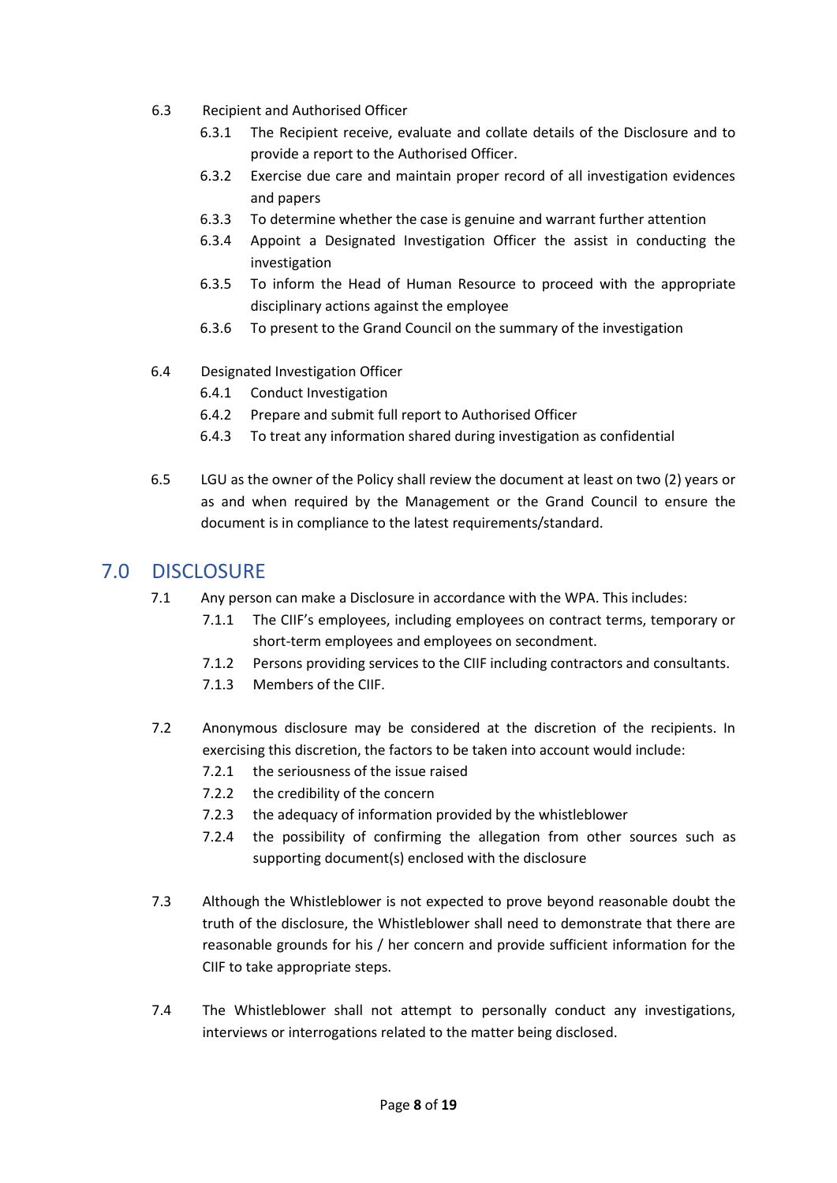6.3 Recipient and Authorised Officer

- 6.3.1 The Recipient receive, evaluate and collate details of the Disclosure and to provide a report to the Authorised Officer.
- 6.3.2 Exercise due care and maintain proper record of all investigation evidences and papers
- 6.3.3 To determine whether the case is genuine and warrant further attention
- 6.3.4 Appoint a Designated Investigation Officer the assist in conducting the investigation
- 6.3.5 To inform the Head of Human Resource to proceed with the appropriate disciplinary actions against the employee
- 6.3.6 To present to the Grand Council on the summary of the investigation

6.4 Designated Investigation Officer

- 6.4.1 Conduct Investigation
- 6.4.2 Prepare and submit full report to Authorised Officer
- 6.4.3 To treat any information shared during investigation as confidential

6.5 LGU as the owner of the Policy shall review the document at least on two (2) years or as and when required by the Management or the Grand Council to ensure the document is in compliance to the latest requirements/standard.

## 7.0 DISCLOSURE

7.1 Any person can make a Disclosure in accordance with the WPA. This includes:

- 7.1.1 The CIIF's employees, including employees on contract terms, temporary or short-term employees and employees on secondment.
- 7.1.2 Persons providing services to the CIIF including contractors and consultants.
- 7.1.3 Members of the CIIF.

7.2 Anonymous disclosure may be considered at the discretion of the recipients. In exercising this discretion, the factors to be taken into account would include:

- 7.2.1 the seriousness of the issue raised
- 7.2.2 the credibility of the concern
- 7.2.3 the adequacy of information provided by the whistleblower
- 7.2.4 the possibility of confirming the allegation from other sources such as supporting document(s) enclosed with the disclosure

7.3 Although the Whistleblower is not expected to prove beyond reasonable doubt the truth of the disclosure, the Whistleblower shall need to demonstrate that there are reasonable grounds for his / her concern and provide sufficient information for the CIIF to take appropriate steps.

7.4 The Whistleblower shall not attempt to personally conduct any investigations, interviews or interrogations related to the matter being disclosed.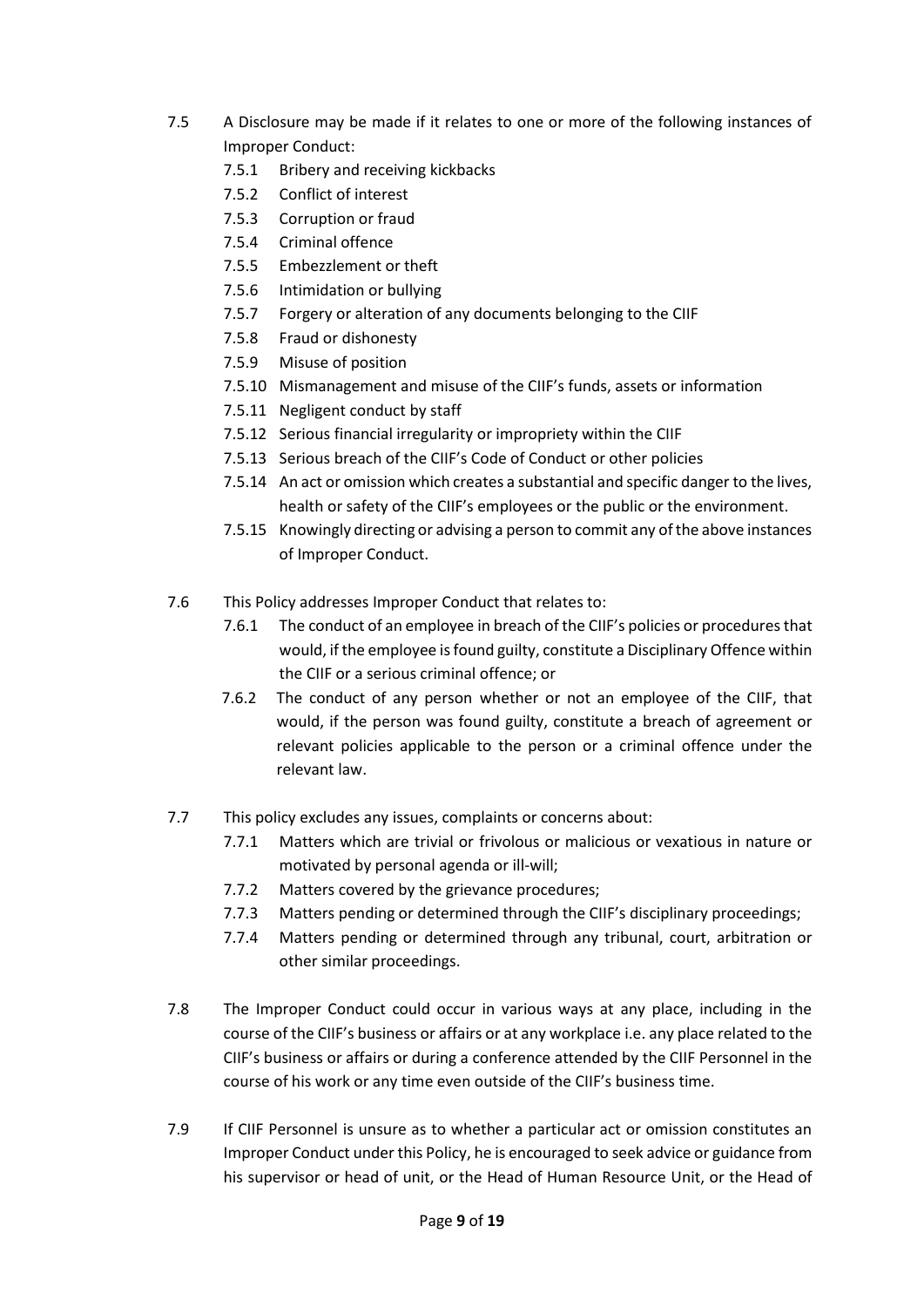7.5 A Disclosure may be made if it relates to one or more of the following instances of Improper Conduct:

- 7.5.1 Bribery and receiving kickbacks
- 7.5.2 Conflict of interest
- 7.5.3 Corruption or fraud
- 7.5.4 Criminal offence
- 7.5.5 Embezzlement or theft
- 7.5.6 Intimidation or bullying
- 7.5.7 Forgery or alteration of any documents belonging to the CIIF
- 7.5.8 Fraud or dishonesty
- 7.5.9 Misuse of position
- 7.5.10 Mismanagement and misuse of the CIIF's funds, assets or information
- 7.5.11 Negligent conduct by staff
- 7.5.12 Serious financial irregularity or impropriety within the CIIF
- 7.5.13 Serious breach of the CIIF's Code of Conduct or other policies
- 7.5.14 An act or omission which creates a substantial and specific danger to the lives, health or safety of the CIIF's employees or the public or the environment.
- 7.5.15 Knowingly directing or advising a person to commit any of the above instances of Improper Conduct.

7.6 This Policy addresses Improper Conduct that relates to:

- 7.6.1 The conduct of an employee in breach of the CIIF's policies or procedures that would, if the employee is found guilty, constitute a Disciplinary Offence within the CIIF or a serious criminal offence; or
- 7.6.2 The conduct of any person whether or not an employee of the CIIF, that would, if the person was found guilty, constitute a breach of agreement or relevant policies applicable to the person or a criminal offence under the relevant law.

7.7 This policy excludes any issues, complaints or concerns about:

- 7.7.1 Matters which are trivial or frivolous or malicious or vexatious in nature or motivated by personal agenda or ill-will;
- 7.7.2 Matters covered by the grievance procedures;
- 7.7.3 Matters pending or determined through the CIIF's disciplinary proceedings;
- 7.7.4 Matters pending or determined through any tribunal, court, arbitration or other similar proceedings.

7.8 The Improper Conduct could occur in various ways at any place, including in the course of the CIIF's business or affairs or at any workplace i.e. any place related to the CIIF's business or affairs or during a conference attended by the CIIF Personnel in the course of his work or any time even outside of the CIIF's business time.

7.9 If CIIF Personnel is unsure as to whether a particular act or omission constitutes an Improper Conduct under this Policy, he is encouraged to seek advice or guidance from his supervisor or head of unit, or the Head of Human Resource Unit, or the Head of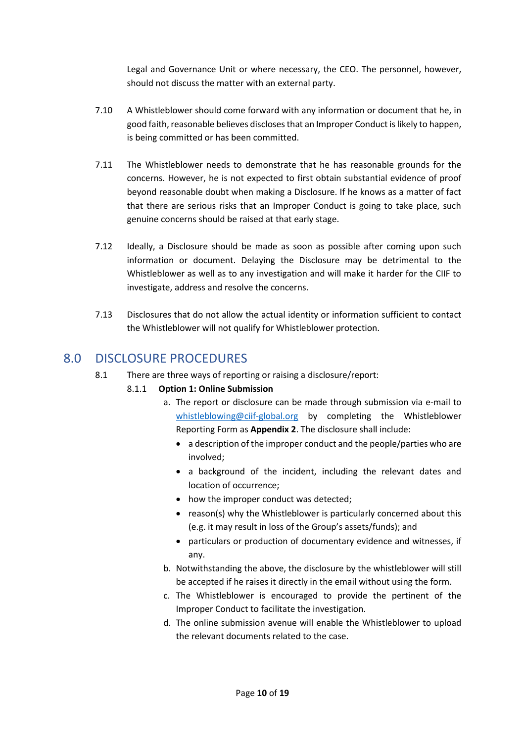Legal and Governance Unit or where necessary, the CEO. The personnel, however, should not discuss the matter with an external party.

7.10 A Whistleblower should come forward with any information or document that he, in good faith, reasonable believes discloses that an Improper Conduct is likely to happen, is being committed or has been committed.

7.11 The Whistleblower needs to demonstrate that he has reasonable grounds for the concerns. However, he is not expected to first obtain substantial evidence of proof beyond reasonable doubt when making a Disclosure. If he knows as a matter of fact that there are serious risks that an Improper Conduct is going to take place, such genuine concerns should be raised at that early stage.

7.12 Ideally, a Disclosure should be made as soon as possible after coming upon such information or document. Delaying the Disclosure may be detrimental to the Whistleblower as well as to any investigation and will make it harder for the CIIF to investigate, address and resolve the concerns.

7.13 Disclosures that do not allow the actual identity or information sufficient to contact the Whistleblower will not qualify for Whistleblower protection.

## 8.0 DISCLOSURE PROCEDURES

8.1 There are three ways of reporting or raising a disclosure/report:

8.1.1 **Option 1: Online Submission**

a. The report or disclosure can be made through submission via e-mail to whistleblowing@ciif-global.org by completing the Whistleblower Reporting Form as **Appendix 2**. The disclosure shall include:
   - a description of the improper conduct and the people/parties who are involved;
   - a background of the incident, including the relevant dates and location of occurrence;
   - how the improper conduct was detected;
   - reason(s) why the Whistleblower is particularly concerned about this (e.g. it may result in loss of the Group's assets/funds); and
   - particulars or production of documentary evidence and witnesses, if any.

b. Notwithstanding the above, the disclosure by the whistleblower will still be accepted if he raises it directly in the email without using the form.

c. The Whistleblower is encouraged to provide the pertinent of the Improper Conduct to facilitate the investigation.

d. The online submission avenue will enable the Whistleblower to upload the relevant documents related to the case.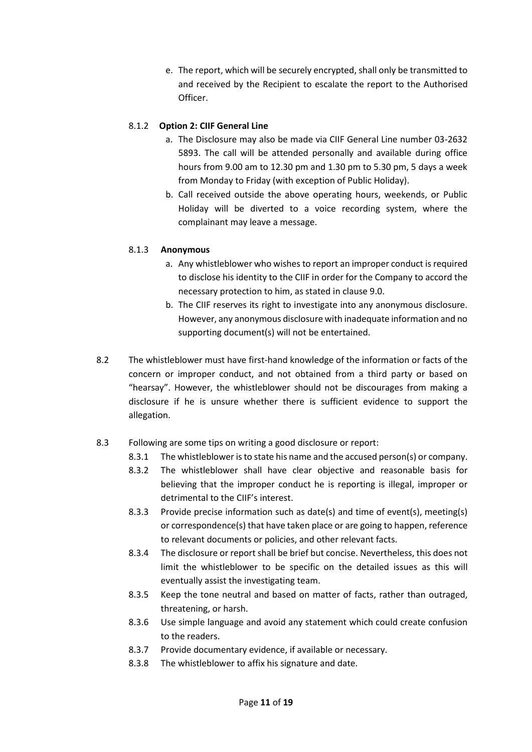e. The report, which will be securely encrypted, shall only be transmitted to and received by the Recipient to escalate the report to the Authorised Officer.

8.1.2 **Option 2: CIIF General Line**

a. The Disclosure may also be made via CIIF General Line number 03-2632 5893. The call will be attended personally and available during office hours from 9.00 am to 12.30 pm and 1.30 pm to 5.30 pm, 5 days a week from Monday to Friday (with exception of Public Holiday).

b. Call received outside the above operating hours, weekends, or Public Holiday will be diverted to a voice recording system, where the complainant may leave a message.

8.1.3 **Anonymous**

a. Any whistleblower who wishes to report an improper conduct is required to disclose his identity to the CIIF in order for the Company to accord the necessary protection to him, as stated in clause 9.0.

b. The CIIF reserves its right to investigate into any anonymous disclosure. However, any anonymous disclosure with inadequate information and no supporting document(s) will not be entertained.

8.2 The whistleblower must have first-hand knowledge of the information or facts of the concern or improper conduct, and not obtained from a third party or based on "hearsay". However, the whistleblower should not be discourages from making a disclosure if he is unsure whether there is sufficient evidence to support the allegation.

8.3 Following are some tips on writing a good disclosure or report:

8.3.1 The whistleblower is to state his name and the accused person(s) or company.

8.3.2 The whistleblower shall have clear objective and reasonable basis for believing that the improper conduct he is reporting is illegal, improper or detrimental to the CIIF's interest.

8.3.3 Provide precise information such as date(s) and time of event(s), meeting(s) or correspondence(s) that have taken place or are going to happen, reference to relevant documents or policies, and other relevant facts.

8.3.4 The disclosure or report shall be brief but concise. Nevertheless, this does not limit the whistleblower to be specific on the detailed issues as this will eventually assist the investigating team.

8.3.5 Keep the tone neutral and based on matter of facts, rather than outraged, threatening, or harsh.

8.3.6 Use simple language and avoid any statement which could create confusion to the readers.

8.3.7 Provide documentary evidence, if available or necessary.

8.3.8 The whistleblower to affix his signature and date.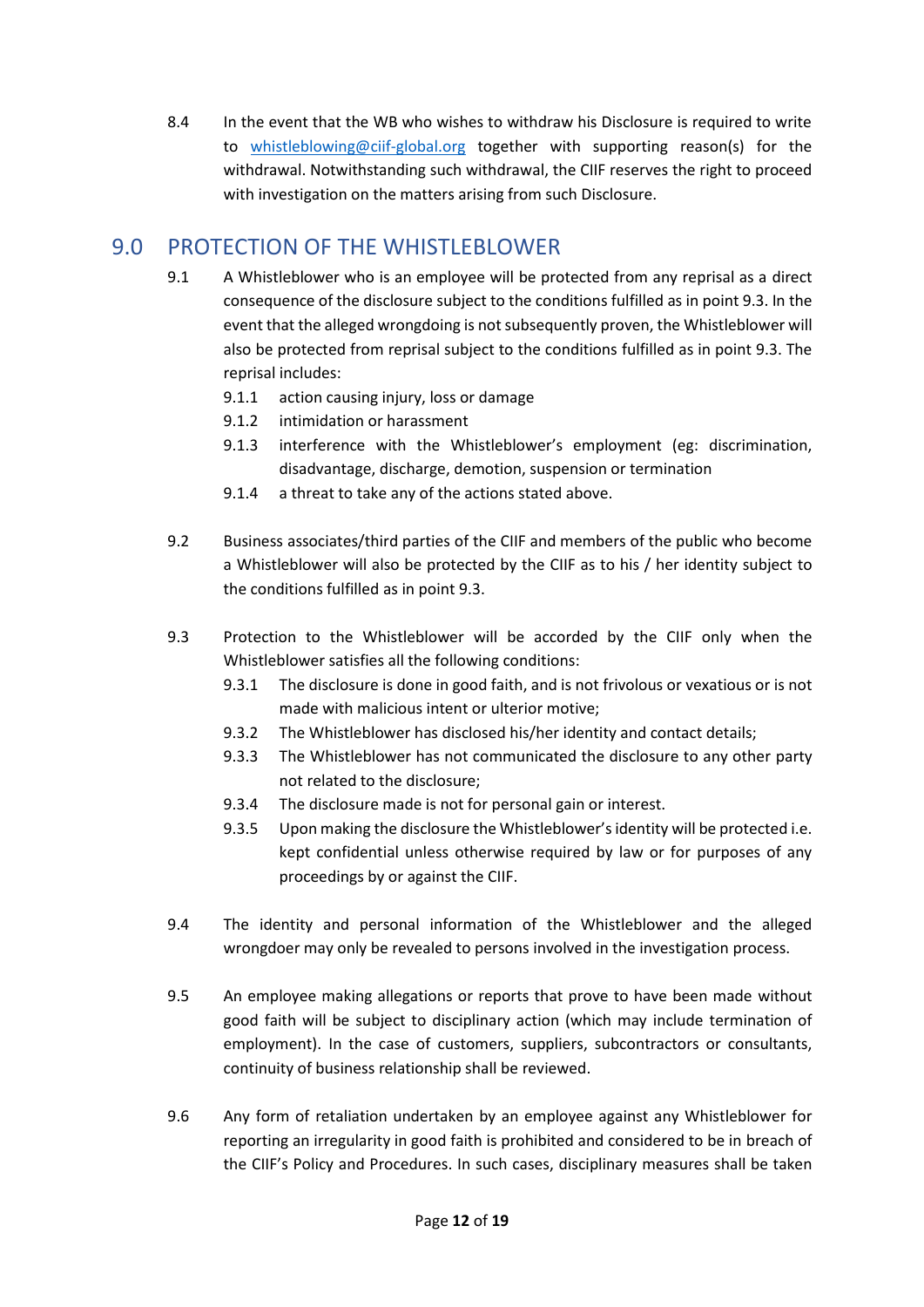8.4 In the event that the WB who wishes to withdraw his Disclosure is required to write to [whistleblowing@ciif-global.org](mailto:whistleblowing@ciif-global.org) together with supporting reason(s) for the withdrawal. Notwithstanding such withdrawal, the CIIF reserves the right to proceed with investigation on the matters arising from such Disclosure.

## 9.0 PROTECTION OF THE WHISTLEBLOWER

9.1 A Whistleblower who is an employee will be protected from any reprisal as a direct consequence of the disclosure subject to the conditions fulfilled as in point 9.3. In the event that the alleged wrongdoing is not subsequently proven, the Whistleblower will also be protected from reprisal subject to the conditions fulfilled as in point 9.3. The reprisal includes:

- 9.1.1 action causing injury, loss or damage
- 9.1.2 intimidation or harassment
- 9.1.3 interference with the Whistleblower's employment (eg: discrimination, disadvantage, discharge, demotion, suspension or termination
- 9.1.4 a threat to take any of the actions stated above.

9.2 Business associates/third parties of the CIIF and members of the public who become a Whistleblower will also be protected by the CIIF as to his / her identity subject to the conditions fulfilled as in point 9.3.

9.3 Protection to the Whistleblower will be accorded by the CIIF only when the Whistleblower satisfies all the following conditions:

- 9.3.1 The disclosure is done in good faith, and is not frivolous or vexatious or is not made with malicious intent or ulterior motive;
- 9.3.2 The Whistleblower has disclosed his/her identity and contact details;
- 9.3.3 The Whistleblower has not communicated the disclosure to any other party not related to the disclosure;
- 9.3.4 The disclosure made is not for personal gain or interest.
- 9.3.5 Upon making the disclosure the Whistleblower's identity will be protected i.e. kept confidential unless otherwise required by law or for purposes of any proceedings by or against the CIIF.

9.4 The identity and personal information of the Whistleblower and the alleged wrongdoer may only be revealed to persons involved in the investigation process.

9.5 An employee making allegations or reports that prove to have been made without good faith will be subject to disciplinary action (which may include termination of employment). In the case of customers, suppliers, subcontractors or consultants, continuity of business relationship shall be reviewed.

9.6 Any form of retaliation undertaken by an employee against any Whistleblower for reporting an irregularity in good faith is prohibited and considered to be in breach of the CIIF's Policy and Procedures. In such cases, disciplinary measures shall be taken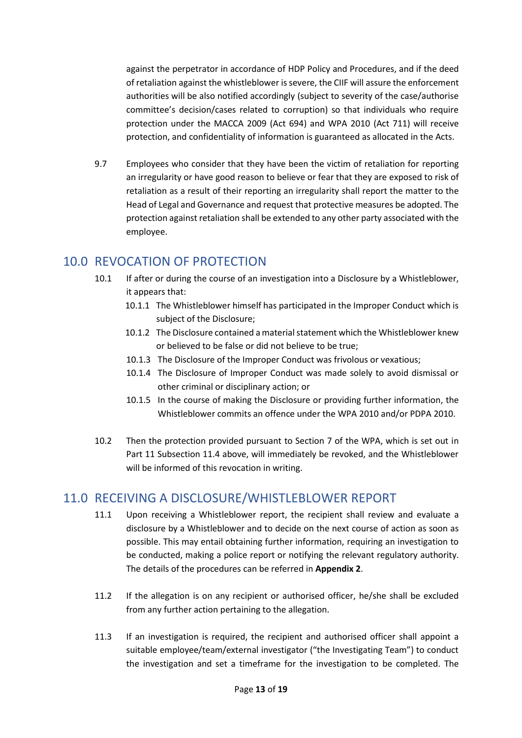against the perpetrator in accordance of HDP Policy and Procedures, and if the deed of retaliation against the whistleblower is severe, the CIIF will assure the enforcement authorities will be also notified accordingly (subject to severity of the case/authorise committee's decision/cases related to corruption) so that individuals who require protection under the MACCA 2009 (Act 694) and WPA 2010 (Act 711) will receive protection, and confidentiality of information is guaranteed as allocated in the Acts.

9.7 Employees who consider that they have been the victim of retaliation for reporting an irregularity or have good reason to believe or fear that they are exposed to risk of retaliation as a result of their reporting an irregularity shall report the matter to the Head of Legal and Governance and request that protective measures be adopted. The protection against retaliation shall be extended to any other party associated with the employee.

## 10.0 REVOCATION OF PROTECTION

10.1 If after or during the course of an investigation into a Disclosure by a Whistleblower, it appears that:

- 10.1.1 The Whistleblower himself has participated in the Improper Conduct which is subject of the Disclosure;
- 10.1.2 The Disclosure contained a material statement which the Whistleblower knew or believed to be false or did not believe to be true;
- 10.1.3 The Disclosure of the Improper Conduct was frivolous or vexatious;
- 10.1.4 The Disclosure of Improper Conduct was made solely to avoid dismissal or other criminal or disciplinary action; or
- 10.1.5 In the course of making the Disclosure or providing further information, the Whistleblower commits an offence under the WPA 2010 and/or PDPA 2010.

10.2 Then the protection provided pursuant to Section 7 of the WPA, which is set out in Part 11 Subsection 11.4 above, will immediately be revoked, and the Whistleblower will be informed of this revocation in writing.

## 11.0 RECEIVING A DISCLOSURE/WHISTLEBLOWER REPORT

11.1 Upon receiving a Whistleblower report, the recipient shall review and evaluate a disclosure by a Whistleblower and to decide on the next course of action as soon as possible. This may entail obtaining further information, requiring an investigation to be conducted, making a police report or notifying the relevant regulatory authority. The details of the procedures can be referred in **Appendix 2**.

11.2 If the allegation is on any recipient or authorised officer, he/she shall be excluded from any further action pertaining to the allegation.

11.3 If an investigation is required, the recipient and authorised officer shall appoint a suitable employee/team/external investigator ("the Investigating Team") to conduct the investigation and set a timeframe for the investigation to be completed. The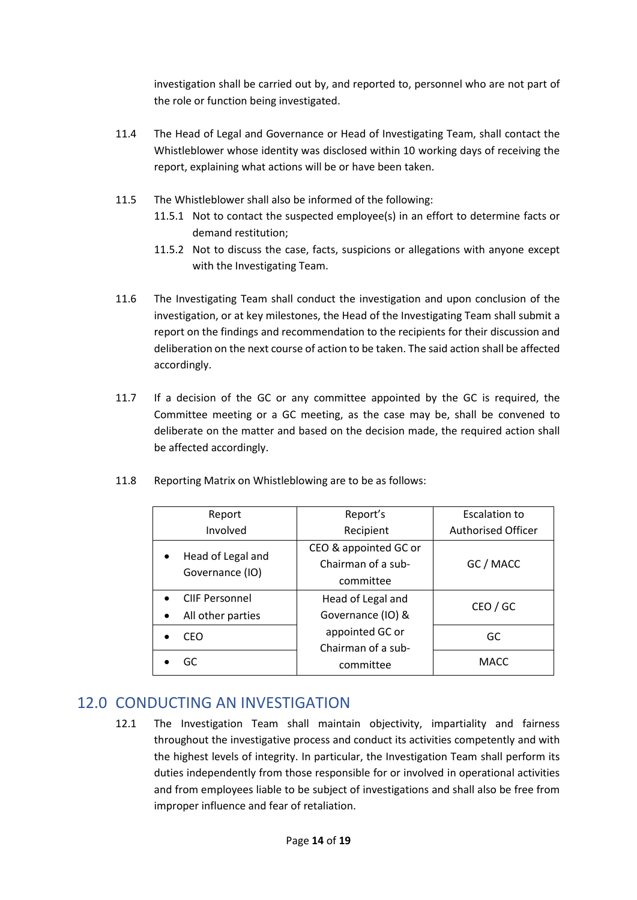investigation shall be carried out by, and reported to, personnel who are not part of the role or function being investigated.

11.4 The Head of Legal and Governance or Head of Investigating Team, shall contact the Whistleblower whose identity was disclosed within 10 working days of receiving the report, explaining what actions will be or have been taken.

11.5 The Whistleblower shall also be informed of the following:

11.5.1 Not to contact the suspected employee(s) in an effort to determine facts or demand restitution;

11.5.2 Not to discuss the case, facts, suspicions or allegations with anyone except with the Investigating Team.

11.6 The Investigating Team shall conduct the investigation and upon conclusion of the investigation, or at key milestones, the Head of the Investigating Team shall submit a report on the findings and recommendation to the recipients for their discussion and deliberation on the next course of action to be taken. The said action shall be affected accordingly.

11.7 If a decision of the GC or any committee appointed by the GC is required, the Committee meeting or a GC meeting, as the case may be, shall be convened to deliberate on the matter and based on the decision made, the required action shall be affected accordingly.

11.8 Reporting Matrix on Whistleblowing are to be as follows:

| Report Involved | Report's Recipient | Escalation to Authorised Officer |
|---|---|---|
| • Head of Legal and Governance (IO) | CEO & appointed GC or Chairman of a sub-committee | GC / MACC |
| • CIIF Personnel<br>• All other parties | Head of Legal and Governance (IO) & appointed GC or Chairman of a sub-committee | CEO / GC |
| • CEO | | GC |
| • GC | | MACC |

## 12.0 CONDUCTING AN INVESTIGATION

12.1 The Investigation Team shall maintain objectivity, impartiality and fairness throughout the investigative process and conduct its activities competently and with the highest levels of integrity. In particular, the Investigation Team shall perform its duties independently from those responsible for or involved in operational activities and from employees liable to be subject of investigations and shall also be free from improper influence and fear of retaliation.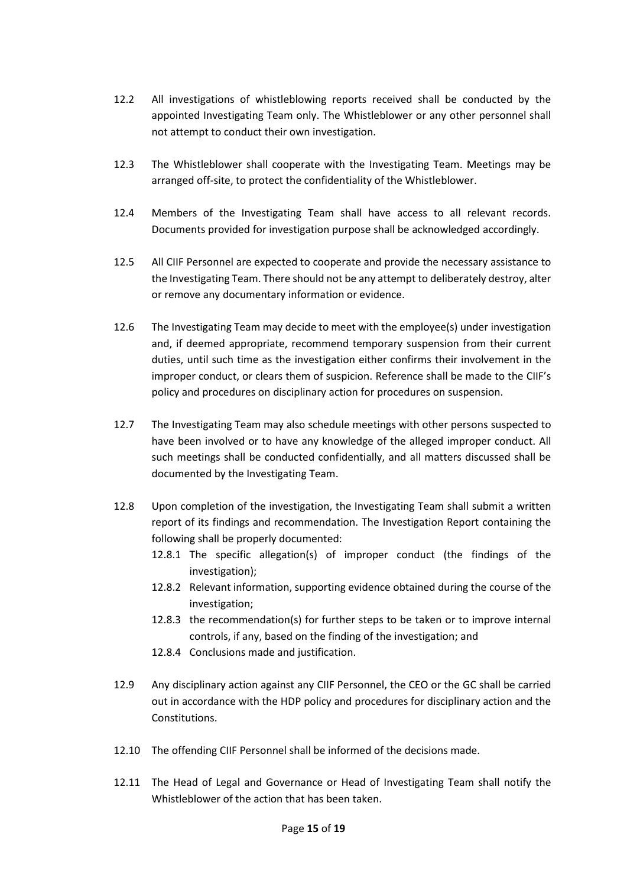12.2 All investigations of whistleblowing reports received shall be conducted by the appointed Investigating Team only. The Whistleblower or any other personnel shall not attempt to conduct their own investigation.

12.3 The Whistleblower shall cooperate with the Investigating Team. Meetings may be arranged off-site, to protect the confidentiality of the Whistleblower.

12.4 Members of the Investigating Team shall have access to all relevant records. Documents provided for investigation purpose shall be acknowledged accordingly.

12.5 All CIIF Personnel are expected to cooperate and provide the necessary assistance to the Investigating Team. There should not be any attempt to deliberately destroy, alter or remove any documentary information or evidence.

12.6 The Investigating Team may decide to meet with the employee(s) under investigation and, if deemed appropriate, recommend temporary suspension from their current duties, until such time as the investigation either confirms their involvement in the improper conduct, or clears them of suspicion. Reference shall be made to the CIIF's policy and procedures on disciplinary action for procedures on suspension.

12.7 The Investigating Team may also schedule meetings with other persons suspected to have been involved or to have any knowledge of the alleged improper conduct. All such meetings shall be conducted confidentially, and all matters discussed shall be documented by the Investigating Team.

12.8 Upon completion of the investigation, the Investigating Team shall submit a written report of its findings and recommendation. The Investigation Report containing the following shall be properly documented:

- 12.8.1 The specific allegation(s) of improper conduct (the findings of the investigation);
- 12.8.2 Relevant information, supporting evidence obtained during the course of the investigation;
- 12.8.3 the recommendation(s) for further steps to be taken or to improve internal controls, if any, based on the finding of the investigation; and
- 12.8.4 Conclusions made and justification.

12.9 Any disciplinary action against any CIIF Personnel, the CEO or the GC shall be carried out in accordance with the HDP policy and procedures for disciplinary action and the Constitutions.

12.10 The offending CIIF Personnel shall be informed of the decisions made.

12.11 The Head of Legal and Governance or Head of Investigating Team shall notify the Whistleblower of the action that has been taken.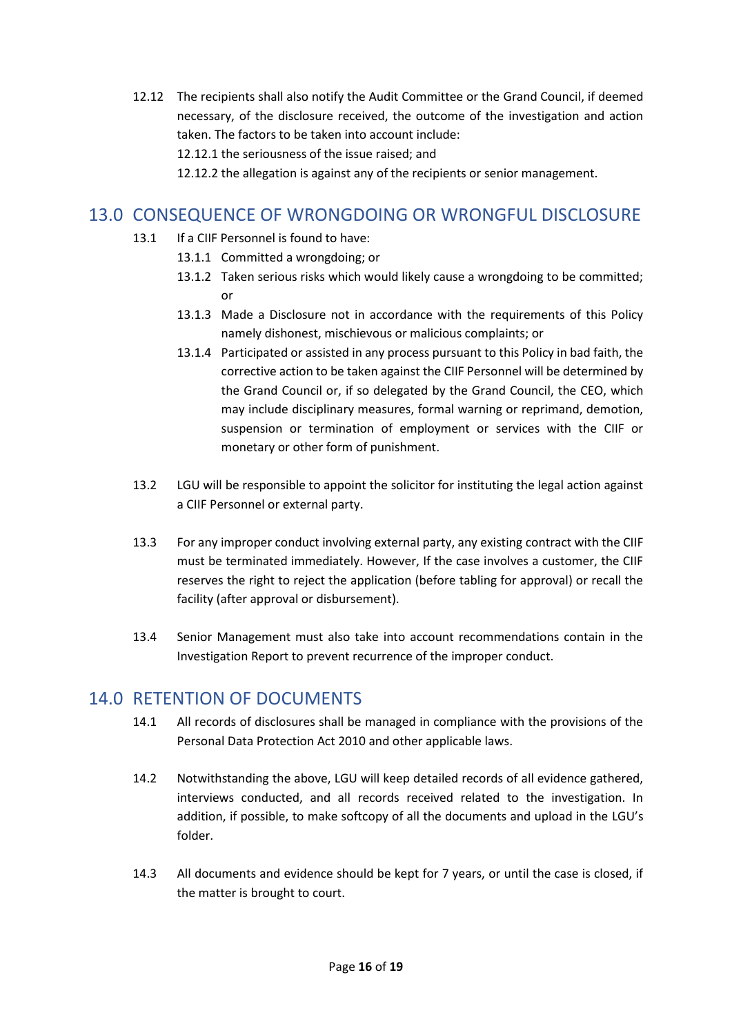12.12 The recipients shall also notify the Audit Committee or the Grand Council, if deemed necessary, of the disclosure received, the outcome of the investigation and action taken. The factors to be taken into account include:

12.12.1 the seriousness of the issue raised; and

12.12.2 the allegation is against any of the recipients or senior management.

## 13.0 CONSEQUENCE OF WRONGDOING OR WRONGFUL DISCLOSURE

13.1 If a CIIF Personnel is found to have:

13.1.1 Committed a wrongdoing; or

13.1.2 Taken serious risks which would likely cause a wrongdoing to be committed; or

13.1.3 Made a Disclosure not in accordance with the requirements of this Policy namely dishonest, mischievous or malicious complaints; or

13.1.4 Participated or assisted in any process pursuant to this Policy in bad faith, the corrective action to be taken against the CIIF Personnel will be determined by the Grand Council or, if so delegated by the Grand Council, the CEO, which may include disciplinary measures, formal warning or reprimand, demotion, suspension or termination of employment or services with the CIIF or monetary or other form of punishment.

13.2 LGU will be responsible to appoint the solicitor for instituting the legal action against a CIIF Personnel or external party.

13.3 For any improper conduct involving external party, any existing contract with the CIIF must be terminated immediately. However, If the case involves a customer, the CIIF reserves the right to reject the application (before tabling for approval) or recall the facility (after approval or disbursement).

13.4 Senior Management must also take into account recommendations contain in the Investigation Report to prevent recurrence of the improper conduct.

## 14.0 RETENTION OF DOCUMENTS

14.1 All records of disclosures shall be managed in compliance with the provisions of the Personal Data Protection Act 2010 and other applicable laws.

14.2 Notwithstanding the above, LGU will keep detailed records of all evidence gathered, interviews conducted, and all records received related to the investigation. In addition, if possible, to make softcopy of all the documents and upload in the LGU's folder.

14.3 All documents and evidence should be kept for 7 years, or until the case is closed, if the matter is brought to court.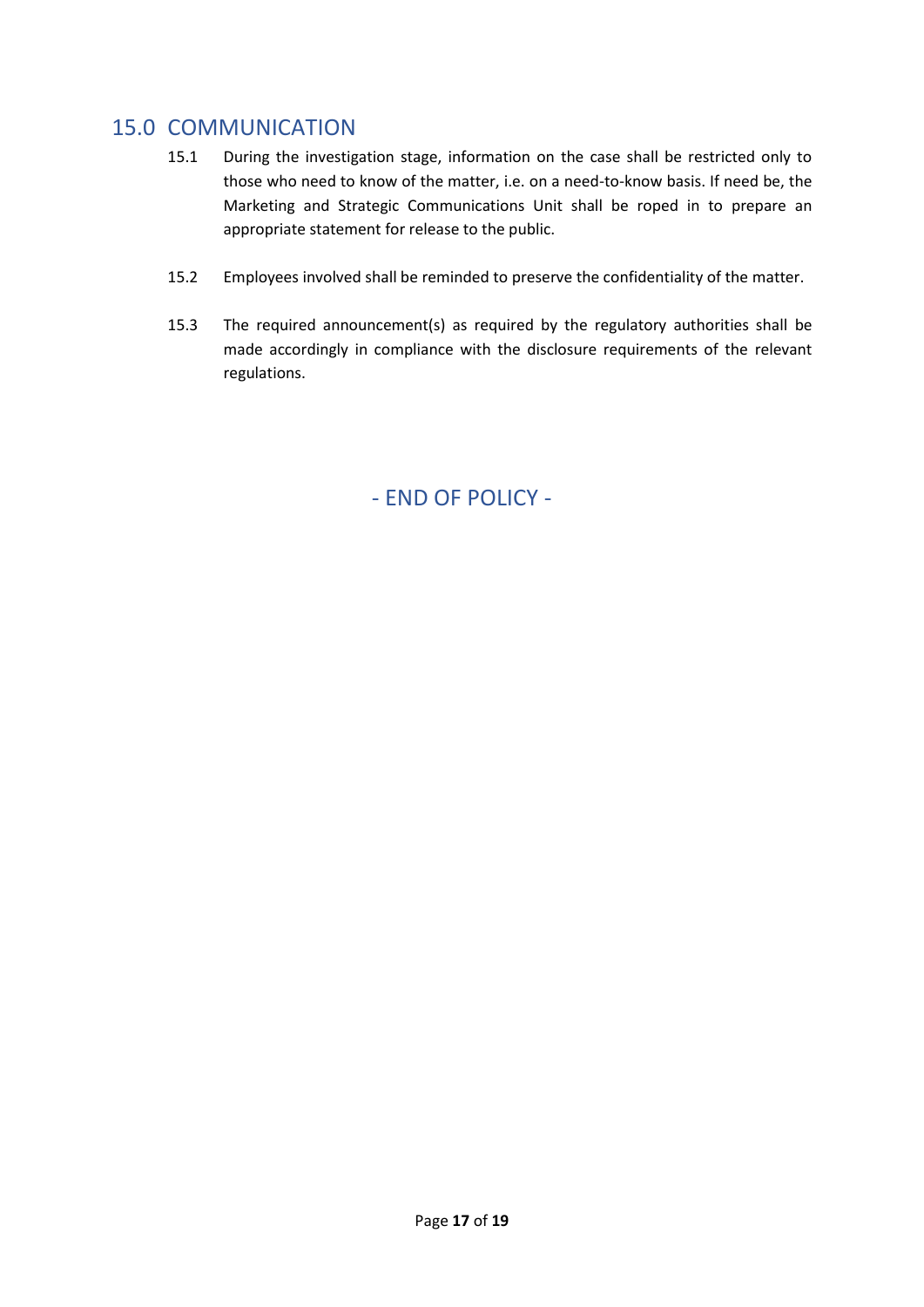## 15.0 COMMUNICATION

15.1 During the investigation stage, information on the case shall be restricted only to those who need to know of the matter, i.e. on a need-to-know basis. If need be, the Marketing and Strategic Communications Unit shall be roped in to prepare an appropriate statement for release to the public.

15.2 Employees involved shall be reminded to preserve the confidentiality of the matter.

15.3 The required announcement(s) as required by the regulatory authorities shall be made accordingly in compliance with the disclosure requirements of the relevant regulations.

- END OF POLICY -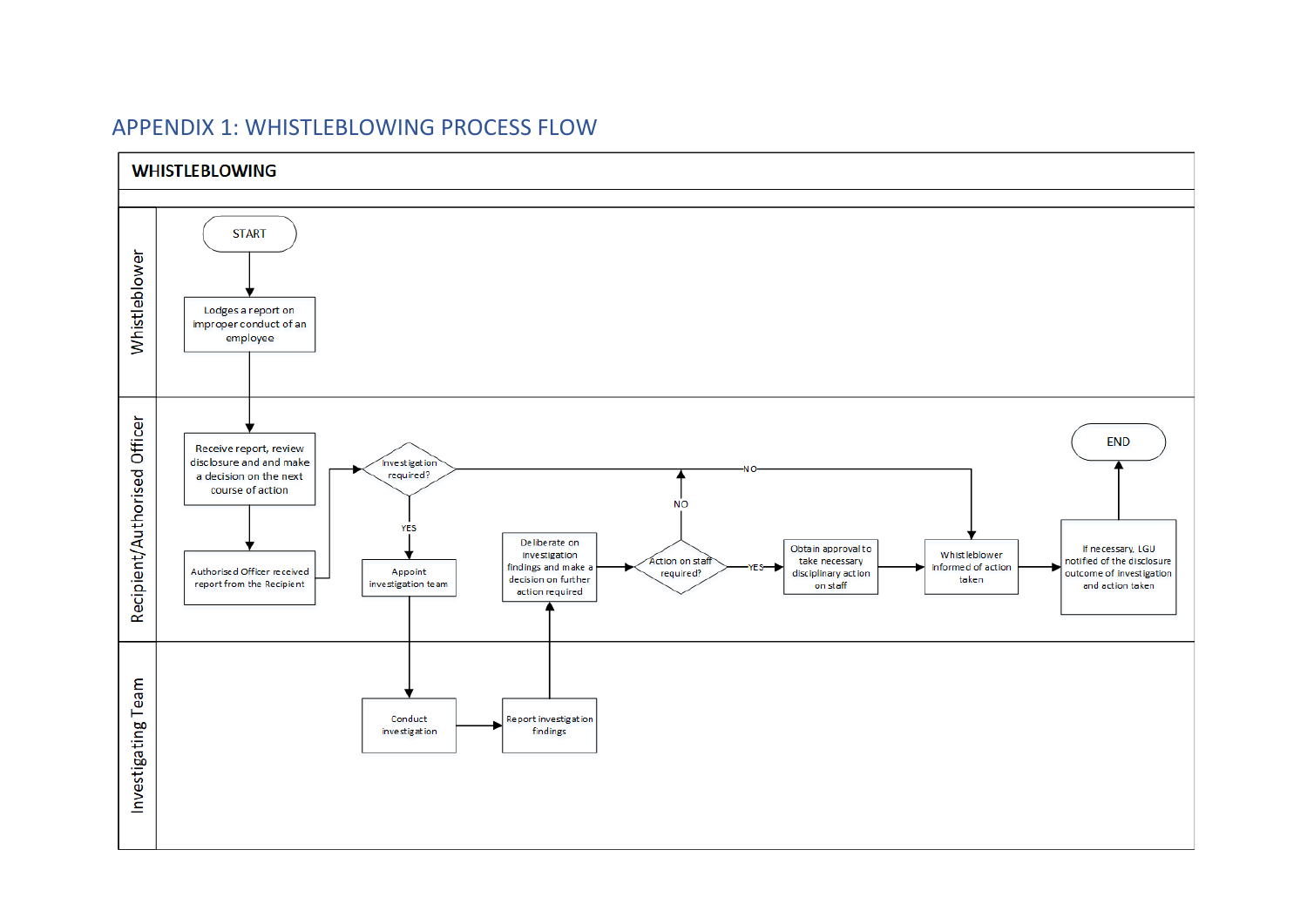## APPENDIX 1: WHISTLEBLOWING PROCESS FLOW

**WHISTLEBLOWING**

**Whistleblower**

- START
- Lodges a report on improper conduct of an employee

**Recipient/Authorised Officer**

- Receive report, review disclosure and and make a decision on the next course of action
- Authorised Officer received report from the Recipient
- Investigation required?
  - NO → Whistleblower informed of action taken
  - YES → Appoint investigation team
- Deliberate on investigation findings and make a decision on further action required
- Action on staff required?
  - NO → Whistleblower informed of action taken
  - YES → Obtain approval to take necessary disciplinary action on staff
- Whistleblower informed of action taken
- If necessary, LGU notified of the disclosure outcome of investigation and action taken
- END

**Investigating Team**

- Conduct investigation
- Report investigation findings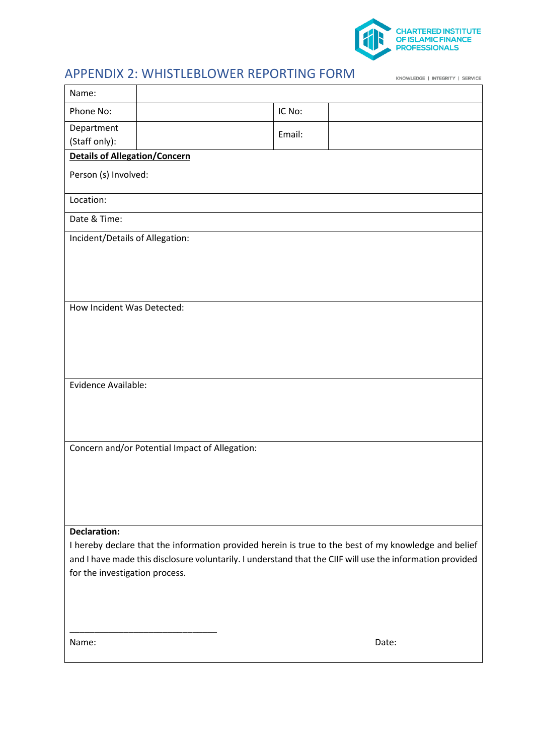CHARTERED INSTITUTE OF ISLAMIC FINANCE PROFESSIONALS

KNOWLEDGE | INTEGRITY | SERVICE

# APPENDIX 2: WHISTLEBLOWER REPORTING FORM

| | | | |
|---|---|---|---|
| Name: | | | |
| Phone No: | | IC No: | |
| Department (Staff only): | | Email: | |

**Details of Allegation/Concern**

Person (s) Involved:

Location:

Date & Time:

Incident/Details of Allegation:

How Incident Was Detected:

Evidence Available:

Concern and/or Potential Impact of Allegation:

**Declaration:**

I hereby declare that the information provided herein is true to the best of my knowledge and belief and I have made this disclosure voluntarily. I understand that the CIIF will use the information provided for the investigation process.

______________________________

Name: Date: